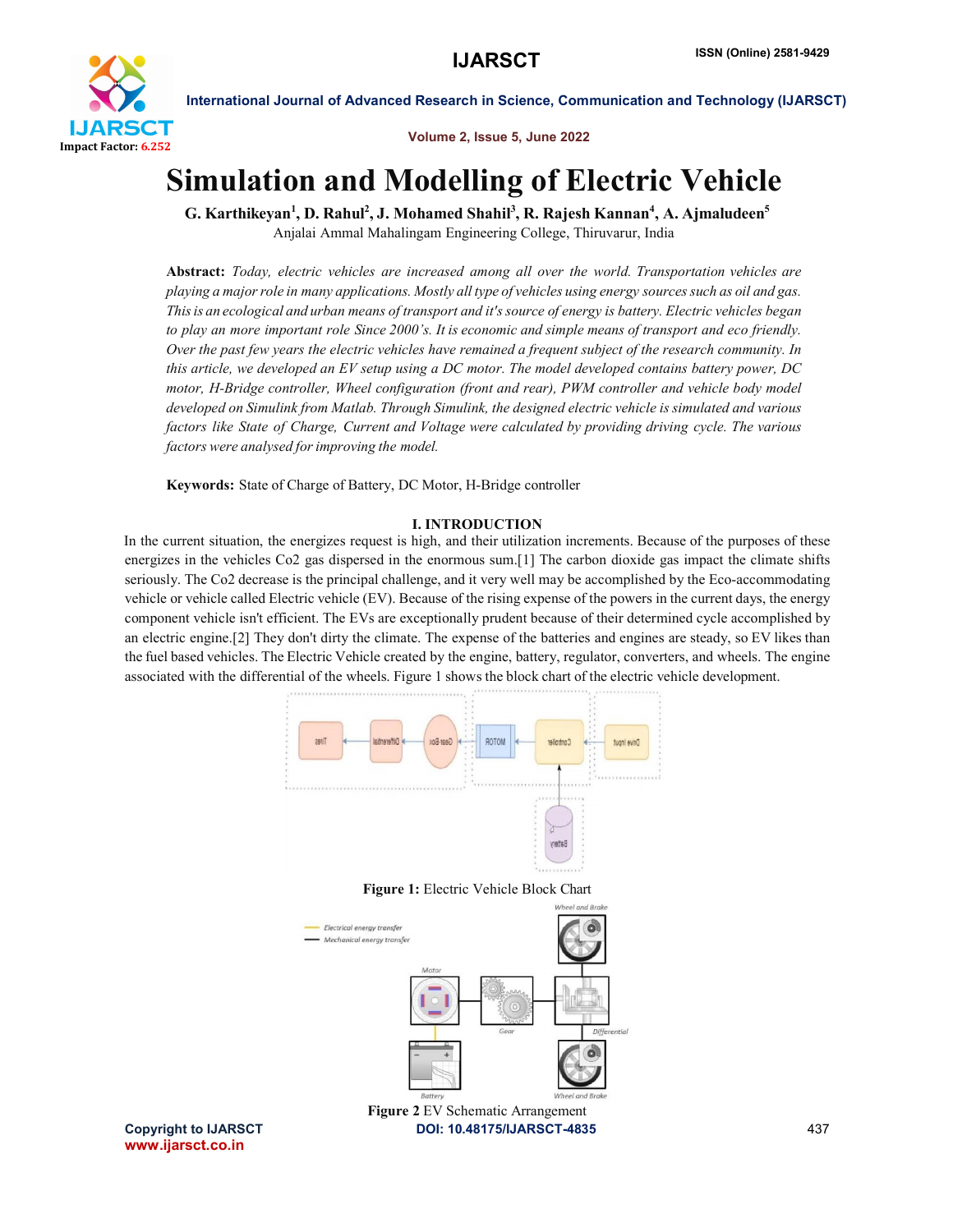# Simulation and Modelling of Electric Vehicle

**G. Karthikeyan[1], D. Rahul[2], J. Mohamed Shahil[3], R. Rajesh Kannan[4], A. Ajmaludeen[5]**

Anjalai Ammal Mahalingam Engineering College, Thiruvarur, India

**Abstract:** *Today, electric vehicles are increased among all over the world. Transportation vehicles are playing a major role in many applications. Mostly all type of vehicles using energy sources such as oil and gas. This is an ecological and urban means of transport and it's source of energy is battery. Electric vehicles began to play an more important role Since 2000's. It is economic and simple means of transport and eco friendly. Over the past few years the electric vehicles have remained a frequent subject of the research community. In this article, we developed an EV setup using a DC motor. The model developed contains battery power, DC motor, H-Bridge controller, Wheel configuration (front and rear), PWM controller and vehicle body model developed on Simulink from Matlab. Through Simulink, the designed electric vehicle is simulated and various factors like State of Charge, Current and Voltage were calculated by providing driving cycle. The various factors were analysed for improving the model.*

**Keywords:** State of Charge of Battery, DC Motor, H-Bridge controller

## I. INTRODUCTION

In the current situation, the energizes request is high, and their utilization increments. Because of the purposes of these energizes in the vehicles Co2 gas dispersed in the enormous sum.[1] The carbon dioxide gas impact the climate shifts seriously. The Co2 decrease is the principal challenge, and it very well may be accomplished by the Eco-accommodating vehicle or vehicle called Electric vehicle (EV). Because of the rising expense of the powers in the current days, the energy component vehicle isn't efficient. The EVs are exceptionally prudent because of their determined cycle accomplished by an electric engine.[2] They don't dirty the climate. The expense of the batteries and engines are steady, so EV likes than the fuel based vehicles. The Electric Vehicle created by the engine, battery, regulator, converters, and wheels. The engine associated with the differential of the wheels. Figure 1 shows the block chart of the electric vehicle development.

**Figure 1:** Electric Vehicle Block Chart

**Figure 2** EV Schematic Arrangement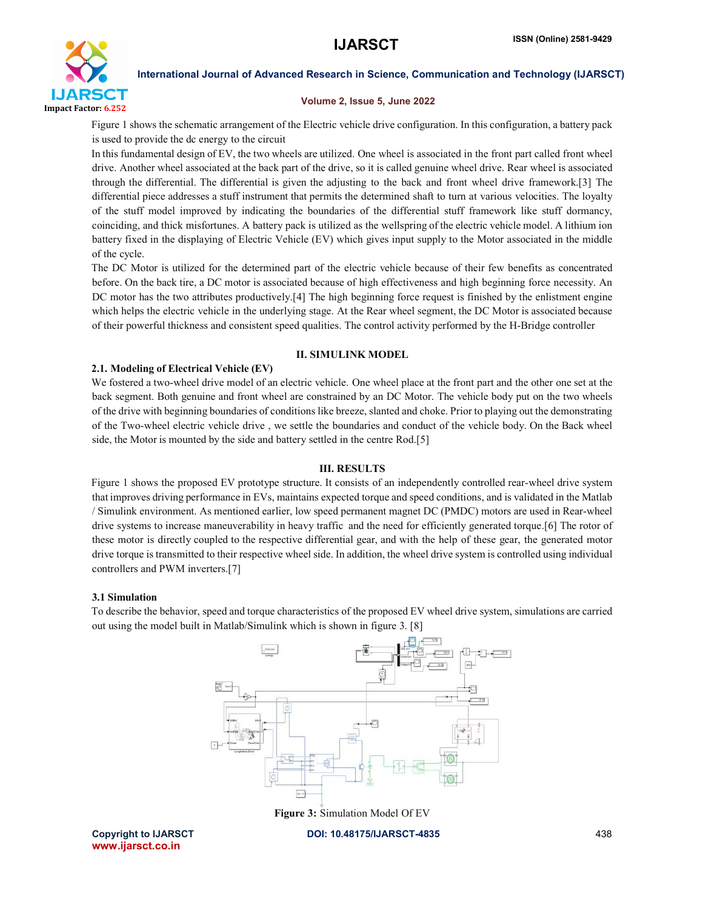Figure 1 shows the schematic arrangement of the Electric vehicle drive configuration. In this configuration, a battery pack is used to provide the dc energy to the circuit

In this fundamental design of EV, the two wheels are utilized. One wheel is associated in the front part called front wheel drive. Another wheel associated at the back part of the drive, so it is called genuine wheel drive. Rear wheel is associated through the differential. The differential is given the adjusting to the back and front wheel drive framework.[3] The differential piece addresses a stuff instrument that permits the determined shaft to turn at various velocities. The loyalty of the stuff model improved by indicating the boundaries of the differential stuff framework like stuff dormancy, coinciding, and thick misfortunes. A battery pack is utilized as the wellspring of the electric vehicle model. A lithium ion battery fixed in the displaying of Electric Vehicle (EV) which gives input supply to the Motor associated in the middle of the cycle.

The DC Motor is utilized for the determined part of the electric vehicle because of their few benefits as concentrated before. On the back tire, a DC motor is associated because of high effectiveness and high beginning force necessity. An DC motor has the two attributes productively.[4] The high beginning force request is finished by the enlistment engine which helps the electric vehicle in the underlying stage. At the Rear wheel segment, the DC Motor is associated because of their powerful thickness and consistent speed qualities. The control activity performed by the H-Bridge controller

## II. SIMULINK MODEL

### 2.1. Modeling of Electrical Vehicle (EV)

We fostered a two-wheel drive model of an electric vehicle. One wheel place at the front part and the other one set at the back segment. Both genuine and front wheel are constrained by an DC Motor. The vehicle body put on the two wheels of the drive with beginning boundaries of conditions like breeze, slanted and choke. Prior to playing out the demonstrating of the Two-wheel electric vehicle drive , we settle the boundaries and conduct of the vehicle body. On the Back wheel side, the Motor is mounted by the side and battery settled in the centre Rod.[5]

## III. RESULTS

Figure 1 shows the proposed EV prototype structure. It consists of an independently controlled rear-wheel drive system that improves driving performance in EVs, maintains expected torque and speed conditions, and is validated in the Matlab / Simulink environment. As mentioned earlier, low speed permanent magnet DC (PMDC) motors are used in Rear-wheel drive systems to increase maneuverability in heavy traffic and the need for efficiently generated torque.[6] The rotor of these motor is directly coupled to the respective differential gear, and with the help of these gear, the generated motor drive torque is transmitted to their respective wheel side. In addition, the wheel drive system is controlled using individual controllers and PWM inverters.[7]

### 3.1 Simulation

To describe the behavior, speed and torque characteristics of the proposed EV wheel drive system, simulations are carried out using the model built in Matlab/Simulink which is shown in figure 3. [8]

**Figure 3:** Simulation Model Of EV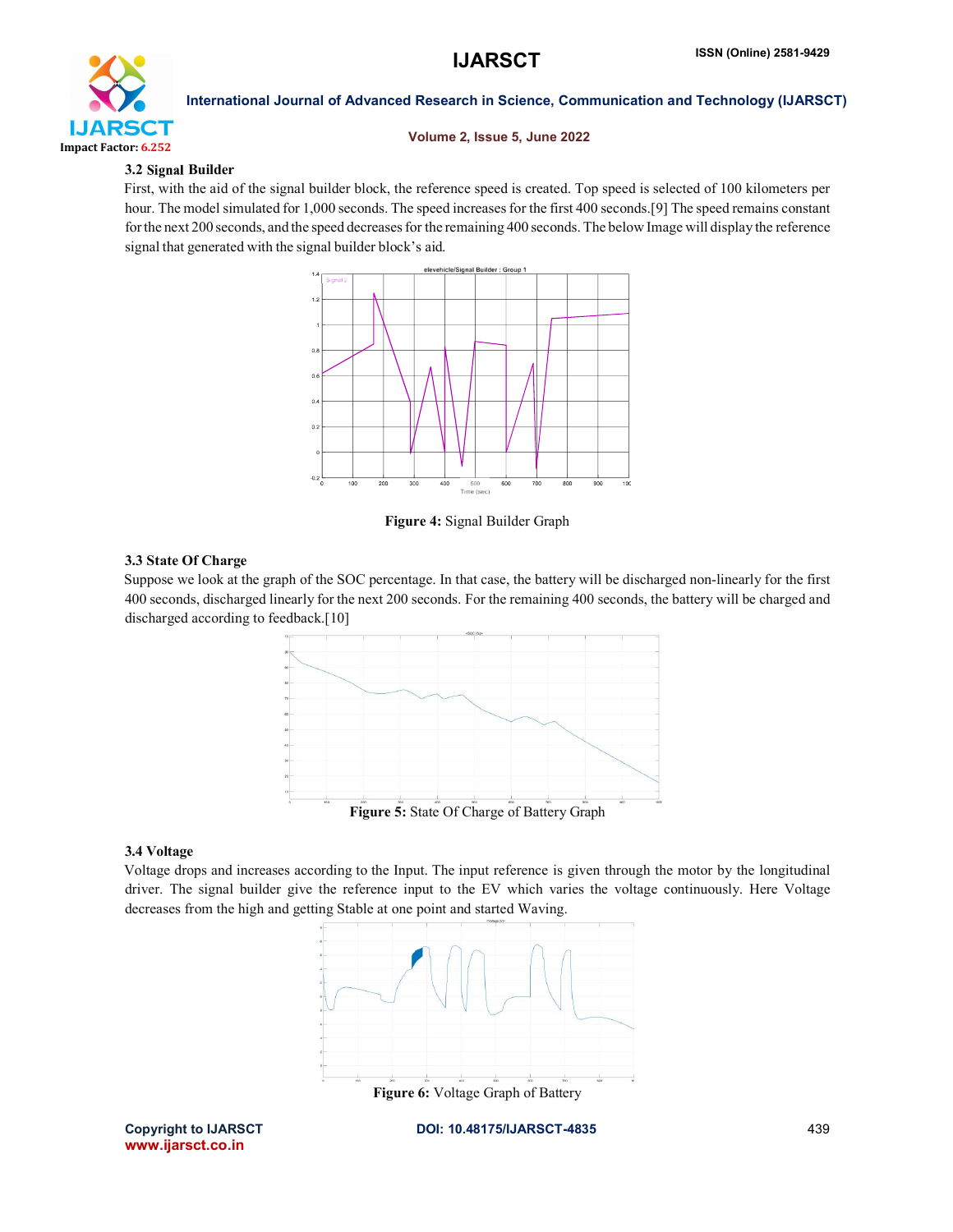### 3.2 Signal Builder

First, with the aid of the signal builder block, the reference speed is created. Top speed is selected of 100 kilometers per hour. The model simulated for 1,000 seconds. The speed increases for the first 400 seconds.[9] The speed remains constant for the next 200 seconds, and the speed decreases for the remaining 400 seconds. The below Image will display the reference signal that generated with the signal builder block's aid.

**Figure 4:** Signal Builder Graph

### 3.3 State Of Charge

Suppose we look at the graph of the SOC percentage. In that case, the battery will be discharged non-linearly for the first 400 seconds, discharged linearly for the next 200 seconds. For the remaining 400 seconds, the battery will be charged and discharged according to feedback.[10]

**Figure 5:** State Of Charge of Battery Graph

### 3.4 Voltage

Voltage drops and increases according to the Input. The input reference is given through the motor by the longitudinal driver. The signal builder give the reference input to the EV which varies the voltage continuously. Here Voltage decreases from the high and getting Stable at one point and started Waving.

**Figure 6:** Voltage Graph of Battery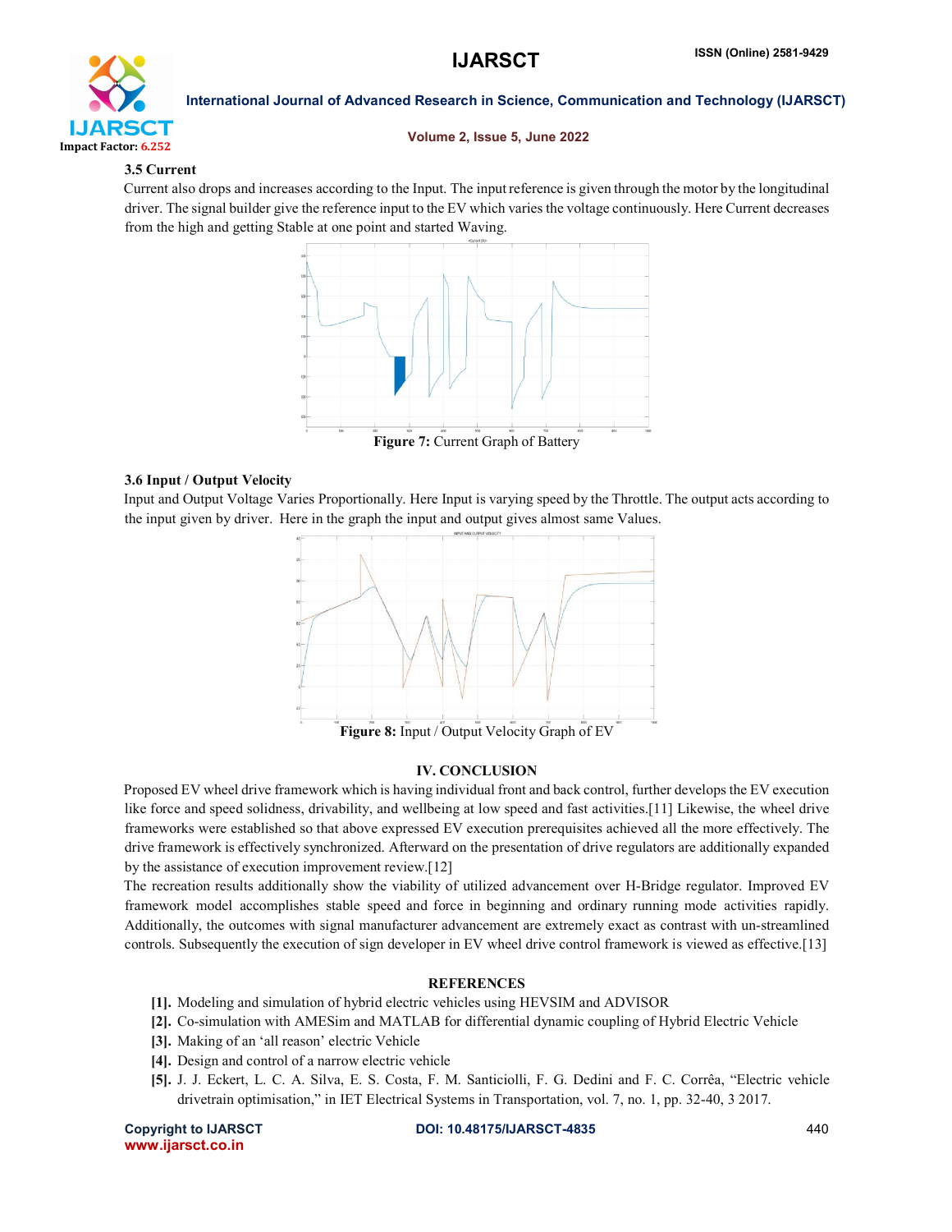### 3.5 Current

Current also drops and increases according to the Input. The input reference is given through the motor by the longitudinal driver. The signal builder give the reference input to the EV which varies the voltage continuously. Here Current decreases from the high and getting Stable at one point and started Waving.

**Figure 7:** Current Graph of Battery

### 3.6 Input / Output Velocity

Input and Output Voltage Varies Proportionally. Here Input is varying speed by the Throttle. The output acts according to the input given by driver. Here in the graph the input and output gives almost same Values.

**Figure 8:** Input / Output Velocity Graph of EV

## IV. CONCLUSION

Proposed EV wheel drive framework which is having individual front and back control, further develops the EV execution like force and speed solidness, drivability, and wellbeing at low speed and fast activities.[11] Likewise, the wheel drive frameworks were established so that above expressed EV execution prerequisites achieved all the more effectively. The drive framework is effectively synchronized. Afterward on the presentation of drive regulators are additionally expanded by the assistance of execution improvement review.[12]

The recreation results additionally show the viability of utilized advancement over H-Bridge regulator. Improved EV framework model accomplishes stable speed and force in beginning and ordinary running mode activities rapidly. Additionally, the outcomes with signal manufacturer advancement are extremely exact as contrast with un-streamlined controls. Subsequently the execution of sign developer in EV wheel drive control framework is viewed as effective.[13]

## REFERENCES

- **[1].** Modeling and simulation of hybrid electric vehicles using HEVSIM and ADVISOR
- **[2].** Co-simulation with AMESim and MATLAB for differential dynamic coupling of Hybrid Electric Vehicle
- **[3].** Making of an 'all reason' electric Vehicle
- **[4].** Design and control of a narrow electric vehicle
- **[5].** J. J. Eckert, L. C. A. Silva, E. S. Costa, F. M. Santiciolli, F. G. Dedini and F. C. Corrêa, "Electric vehicle drivetrain optimisation," in IET Electrical Systems in Transportation, vol. 7, no. 1, pp. 32-40, 3 2017.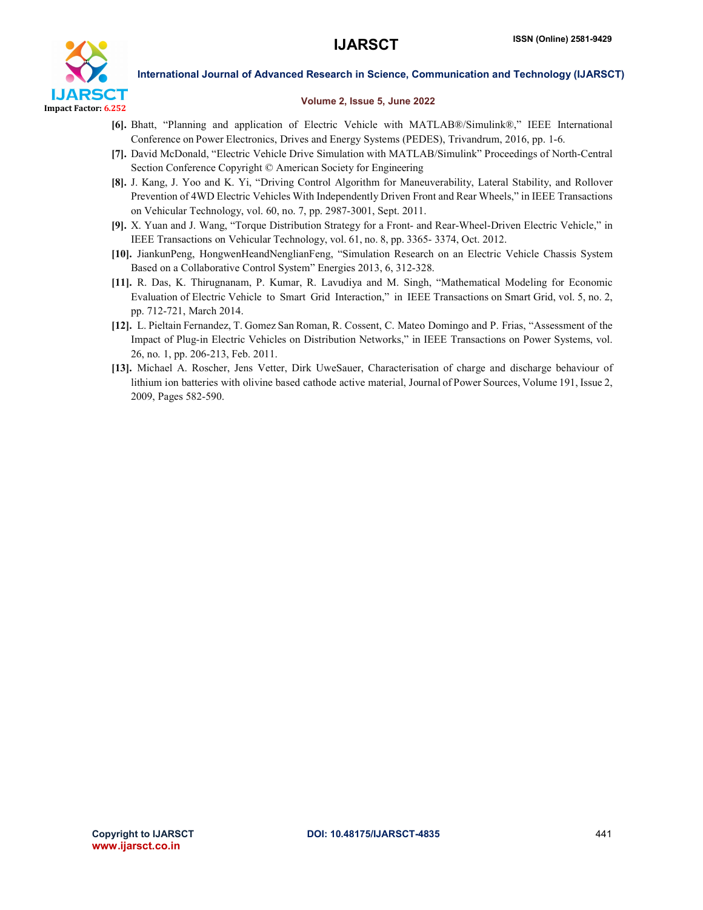**[6].** Bhatt, "Planning and application of Electric Vehicle with MATLAB®/Simulink®," IEEE International Conference on Power Electronics, Drives and Energy Systems (PEDES), Trivandrum, 2016, pp. 1-6.

**[7].** David McDonald, "Electric Vehicle Drive Simulation with MATLAB/Simulink" Proceedings of North-Central Section Conference Copyright © American Society for Engineering

**[8].** J. Kang, J. Yoo and K. Yi, "Driving Control Algorithm for Maneuverability, Lateral Stability, and Rollover Prevention of 4WD Electric Vehicles With Independently Driven Front and Rear Wheels," in IEEE Transactions on Vehicular Technology, vol. 60, no. 7, pp. 2987-3001, Sept. 2011.

**[9].** X. Yuan and J. Wang, "Torque Distribution Strategy for a Front- and Rear-Wheel-Driven Electric Vehicle," in IEEE Transactions on Vehicular Technology, vol. 61, no. 8, pp. 3365- 3374, Oct. 2012.

**[10].** JiankunPeng, HongwenHeandNenglianFeng, "Simulation Research on an Electric Vehicle Chassis System Based on a Collaborative Control System" Energies 2013, 6, 312-328.

**[11].** R. Das, K. Thirugnanam, P. Kumar, R. Lavudiya and M. Singh, "Mathematical Modeling for Economic Evaluation of Electric Vehicle to Smart Grid Interaction," in IEEE Transactions on Smart Grid, vol. 5, no. 2, pp. 712-721, March 2014.

**[12].** L. Pieltain Fernandez, T. Gomez San Roman, R. Cossent, C. Mateo Domingo and P. Frias, "Assessment of the Impact of Plug-in Electric Vehicles on Distribution Networks," in IEEE Transactions on Power Systems, vol. 26, no. 1, pp. 206-213, Feb. 2011.

**[13].** Michael A. Roscher, Jens Vetter, Dirk UweSauer, Characterisation of charge and discharge behaviour of lithium ion batteries with olivine based cathode active material, Journal of Power Sources, Volume 191, Issue 2, 2009, Pages 582-590.